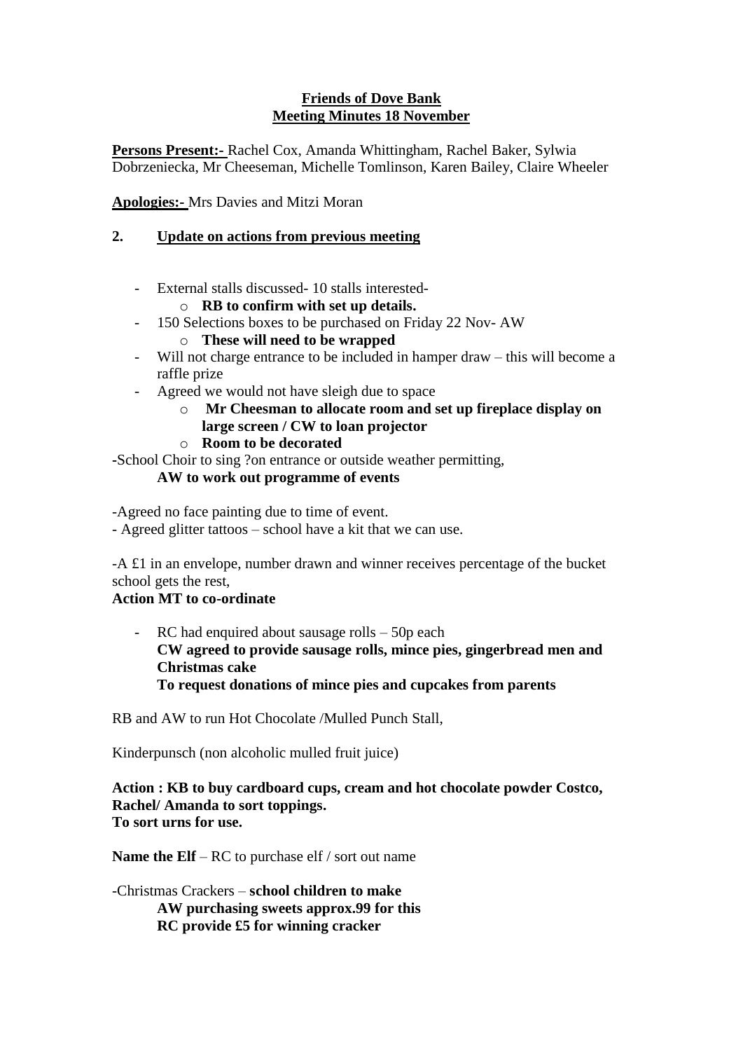**Friends of Dove Bank**
**Meeting Minutes 18 November**

**Persons Present:-** Rachel Cox, Amanda Whittingham, Rachel Baker, Sylwia Dobrzeniecka, Mr Cheeseman, Michelle Tomlinson, Karen Bailey, Claire Wheeler

**Apologies:-** Mrs Davies and Mitzi Moran

## 2. Update on actions from previous meeting

- External stalls discussed- 10 stalls interested-
  - **RB to confirm with set up details.**
- 150 Selections boxes to be purchased on Friday 22 Nov- AW
  - **These will need to be wrapped**
- Will not charge entrance to be included in hamper draw – this will become a raffle prize
- Agreed we would not have sleigh due to space
  - **Mr Cheesman to allocate room and set up fireplace display on large screen / CW to loan projector**
  - **Room to be decorated**

-School Choir to sing ?on entrance or outside weather permitting,
**AW to work out programme of events**

-Agreed no face painting due to time of event.
- Agreed glitter tattoos – school have a kit that we can use.

-A £1 in an envelope, number drawn and winner receives percentage of the bucket school gets the rest,
**Action MT to co-ordinate**

- RC had enquired about sausage rolls – 50p each
  **CW agreed to provide sausage rolls, mince pies, gingerbread men and Christmas cake**
  **To request donations of mince pies and cupcakes from parents**

RB and AW to run Hot Chocolate /Mulled Punch Stall,

Kinderpunsch (non alcoholic mulled fruit juice)

**Action : KB to buy cardboard cups, cream and hot chocolate powder Costco, Rachel/ Amanda to sort toppings.**
**To sort urns for use.**

**Name the Elf** – RC to purchase elf / sort out name

-Christmas Crackers – **school children to make**
**AW purchasing sweets approx.99 for this**
**RC provide £5 for winning cracker**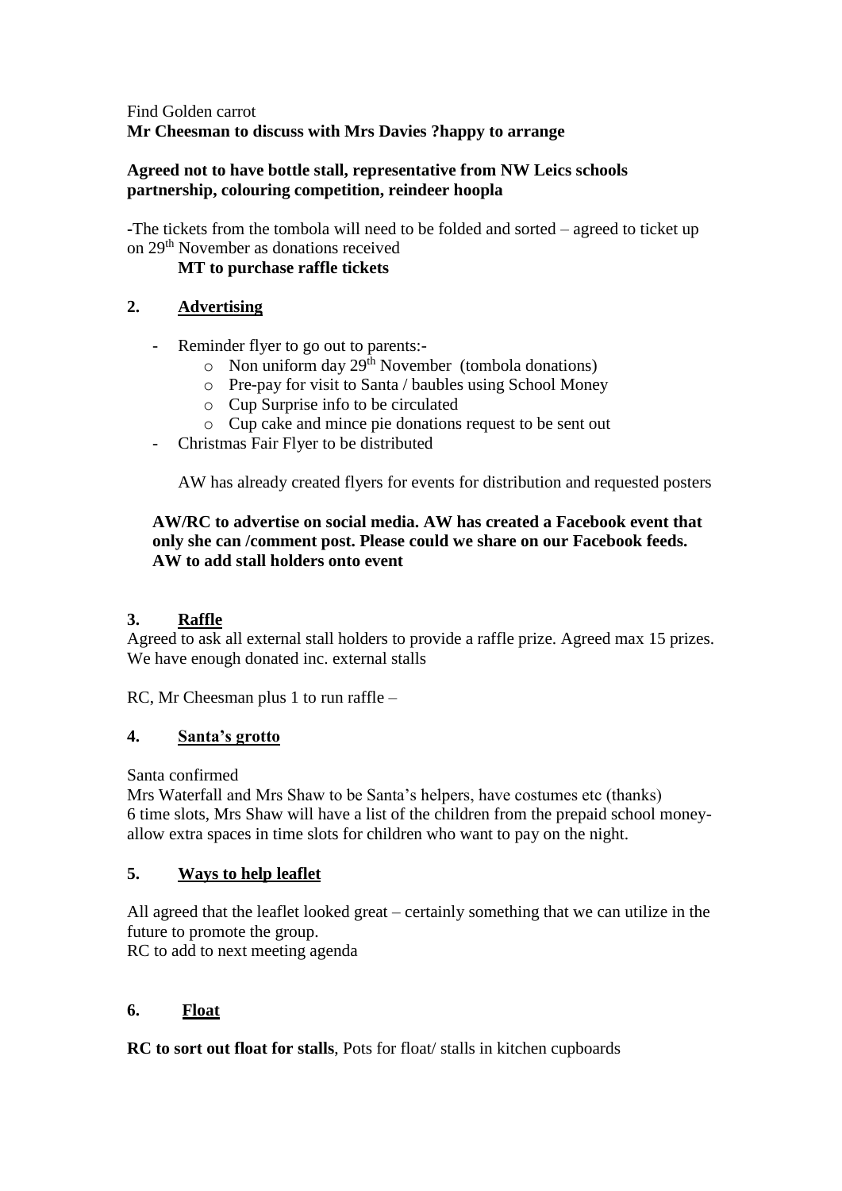Find Golden carrot
**Mr Cheesman to discuss with Mrs Davies ?happy to arrange**

**Agreed not to have bottle stall, representative from NW Leics schools partnership, colouring competition, reindeer hoopla**

-The tickets from the tombola will need to be folded and sorted – agreed to ticket up on 29th November as donations received

**MT to purchase raffle tickets**

## 2. Advertising

- Reminder flyer to go out to parents:-
  - Non uniform day 29th November (tombola donations)
  - Pre-pay for visit to Santa / baubles using School Money
  - Cup Surprise info to be circulated
  - Cup cake and mince pie donations request to be sent out
- Christmas Fair Flyer to be distributed

AW has already created flyers for events for distribution and requested posters

**AW/RC to advertise on social media. AW has created a Facebook event that only she can /comment post. Please could we share on our Facebook feeds. AW to add stall holders onto event**

## 3. Raffle

Agreed to ask all external stall holders to provide a raffle prize. Agreed max 15 prizes. We have enough donated inc. external stalls

RC, Mr Cheesman plus 1 to run raffle –

## 4. Santa's grotto

Santa confirmed
Mrs Waterfall and Mrs Shaw to be Santa's helpers, have costumes etc (thanks)
6 time slots, Mrs Shaw will have a list of the children from the prepaid school money- allow extra spaces in time slots for children who want to pay on the night.

## 5. Ways to help leaflet

All agreed that the leaflet looked great – certainly something that we can utilize in the future to promote the group.
RC to add to next meeting agenda

## 6. Float

**RC to sort out float for stalls**, Pots for float/ stalls in kitchen cupboards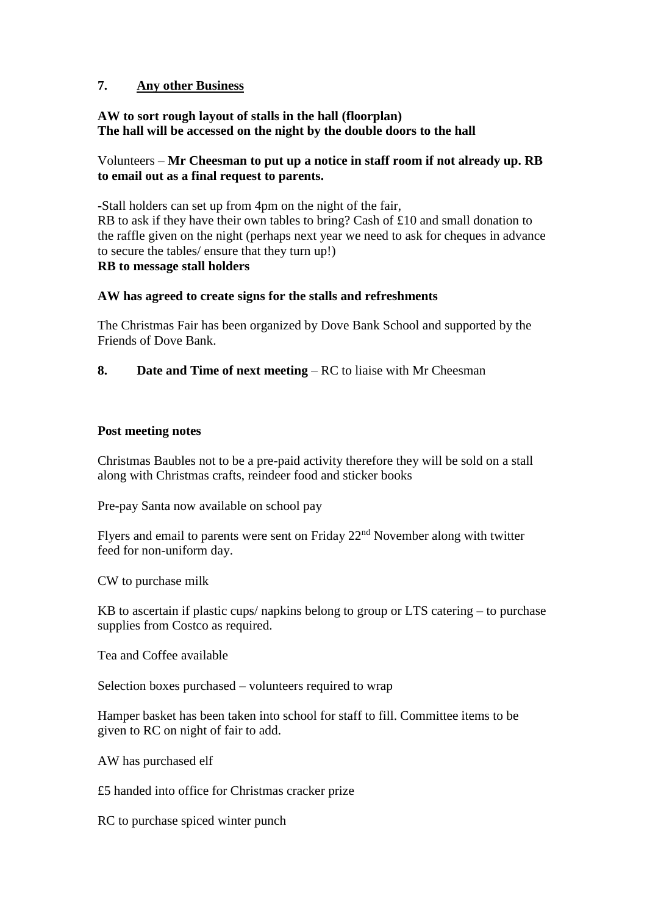## 7. Any other Business

**AW to sort rough layout of stalls in the hall (floorplan)**
**The hall will be accessed on the night by the double doors to the hall**

Volunteers – **Mr Cheesman to put up a notice in staff room if not already up. RB to email out as a final request to parents.**

-Stall holders can set up from 4pm on the night of the fair,
RB to ask if they have their own tables to bring? Cash of £10 and small donation to the raffle given on the night (perhaps next year we need to ask for cheques in advance to secure the tables/ ensure that they turn up!)
**RB to message stall holders**

**AW has agreed to create signs for the stalls and refreshments**

The Christmas Fair has been organized by Dove Bank School and supported by the Friends of Dove Bank.

## 8. Date and Time of next meeting – RC to liaise with Mr Cheesman

**Post meeting notes**

Christmas Baubles not to be a pre-paid activity therefore they will be sold on a stall along with Christmas crafts, reindeer food and sticker books

Pre-pay Santa now available on school pay

Flyers and email to parents were sent on Friday 22nd November along with twitter feed for non-uniform day.

CW to purchase milk

KB to ascertain if plastic cups/ napkins belong to group or LTS catering – to purchase supplies from Costco as required.

Tea and Coffee available

Selection boxes purchased – volunteers required to wrap

Hamper basket has been taken into school for staff to fill. Committee items to be given to RC on night of fair to add.

AW has purchased elf

£5 handed into office for Christmas cracker prize

RC to purchase spiced winter punch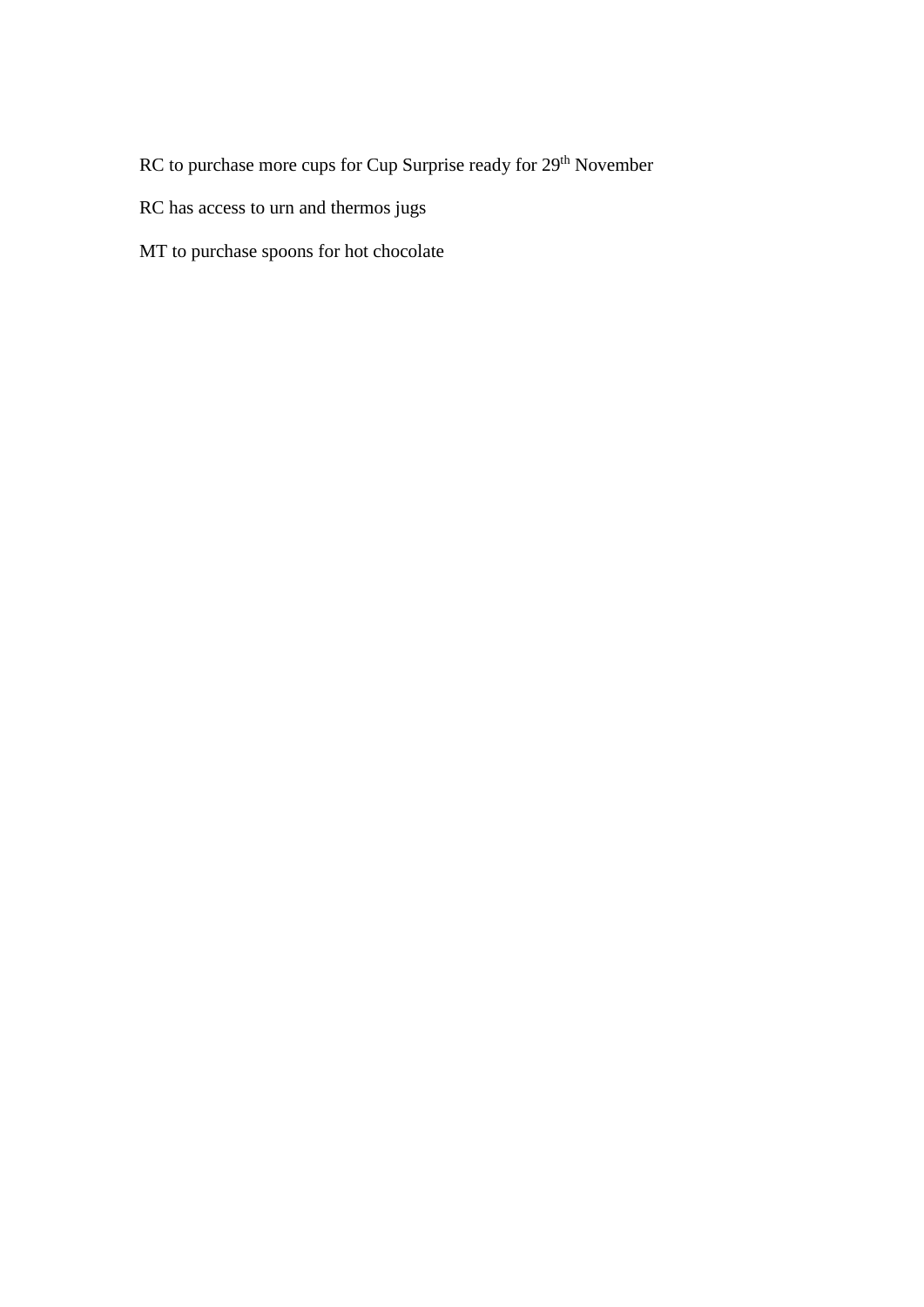RC to purchase more cups for Cup Surprise ready for 29th November

RC has access to urn and thermos jugs

MT to purchase spoons for hot chocolate